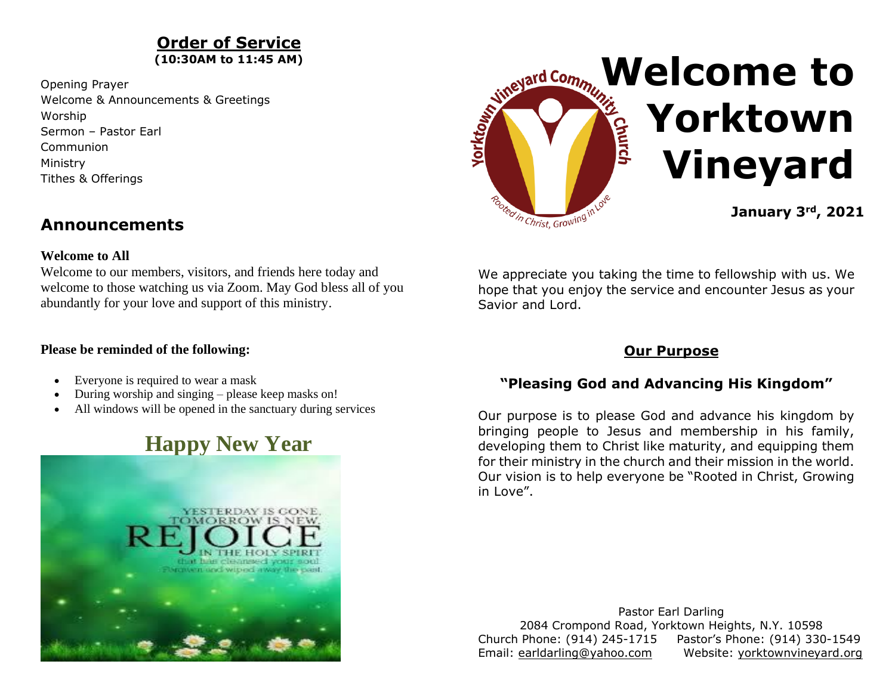## Order of Service
**(10:30AM to 11:45 AM)**

Opening Prayer
Welcome & Announcements & Greetings
Worship
Sermon – Pastor Earl
Communion
Ministry
Tithes & Offerings

## Announcements

**Welcome to All**

Welcome to our members, visitors, and friends here today and welcome to those watching us via Zoom. May God bless all of you abundantly for your love and support of this ministry.

**Please be reminded of the following:**

- Everyone is required to wear a mask
- During worship and singing – please keep masks on!
- All windows will be opened in the sanctuary during services

## Happy New Year

YESTERDAY IS GONE, TOMORROW IS NEW. REJOICE IN THE HOLY SPIRIT that has cleansed your soul. Forgiven and wiped away the past.

Yorktown Vineyard Community Church
Rooted in Christ, Growing in Love

# Welcome to Yorktown Vineyard

**January 3rd, 2021**

We appreciate you taking the time to fellowship with us. We hope that you enjoy the service and encounter Jesus as your Savior and Lord.

## Our Purpose

### "Pleasing God and Advancing His Kingdom"

Our purpose is to please God and advance his kingdom by bringing people to Jesus and membership in his family, developing them to Christ like maturity, and equipping them for their ministry in the church and their mission in the world. Our vision is to help everyone be "Rooted in Christ, Growing in Love".

Pastor Earl Darling
2084 Crompond Road, Yorktown Heights, N.Y. 10598
Church Phone: (914) 245-1715 Pastor's Phone: (914) 330-1549
Email: earldarling@yahoo.com Website: yorktownvineyard.org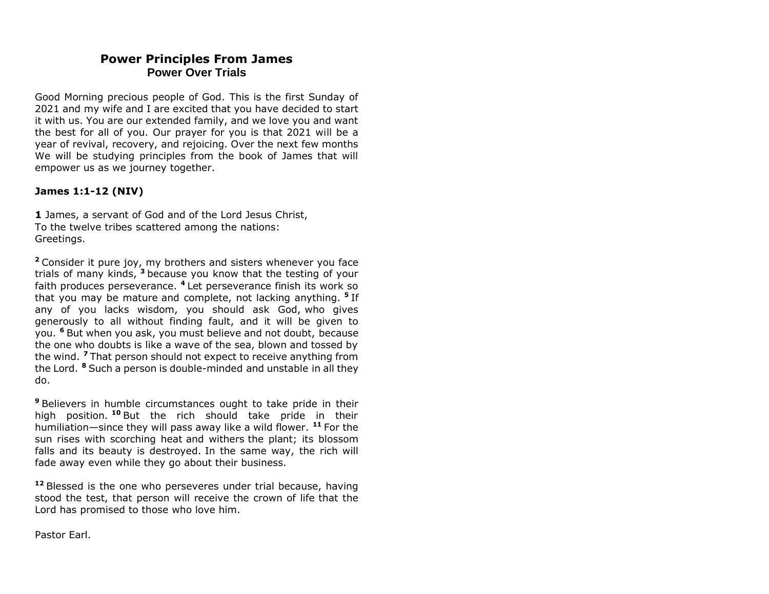## Power Principles From James

### Power Over Trials

Good Morning precious people of God. This is the first Sunday of 2021 and my wife and I are excited that you have decided to start it with us. You are our extended family, and we love you and want the best for all of you. Our prayer for you is that 2021 will be a year of revival, recovery, and rejoicing. Over the next few months We will be studying principles from the book of James that will empower us as we journey together.

**James 1:1-12 (NIV)**

**1** James, a servant of God and of the Lord Jesus Christ,
To the twelve tribes scattered among the nations:
Greetings.

**2** Consider it pure joy, my brothers and sisters whenever you face trials of many kinds, **3** because you know that the testing of your faith produces perseverance. **4** Let perseverance finish its work so that you may be mature and complete, not lacking anything. **5** If any of you lacks wisdom, you should ask God, who gives generously to all without finding fault, and it will be given to you. **6** But when you ask, you must believe and not doubt, because the one who doubts is like a wave of the sea, blown and tossed by the wind. **7** That person should not expect to receive anything from the Lord. **8** Such a person is double-minded and unstable in all they do.

**9** Believers in humble circumstances ought to take pride in their high position. **10** But the rich should take pride in their humiliation—since they will pass away like a wild flower. **11** For the sun rises with scorching heat and withers the plant; its blossom falls and its beauty is destroyed. In the same way, the rich will fade away even while they go about their business.

**12** Blessed is the one who perseveres under trial because, having stood the test, that person will receive the crown of life that the Lord has promised to those who love him.

Pastor Earl.